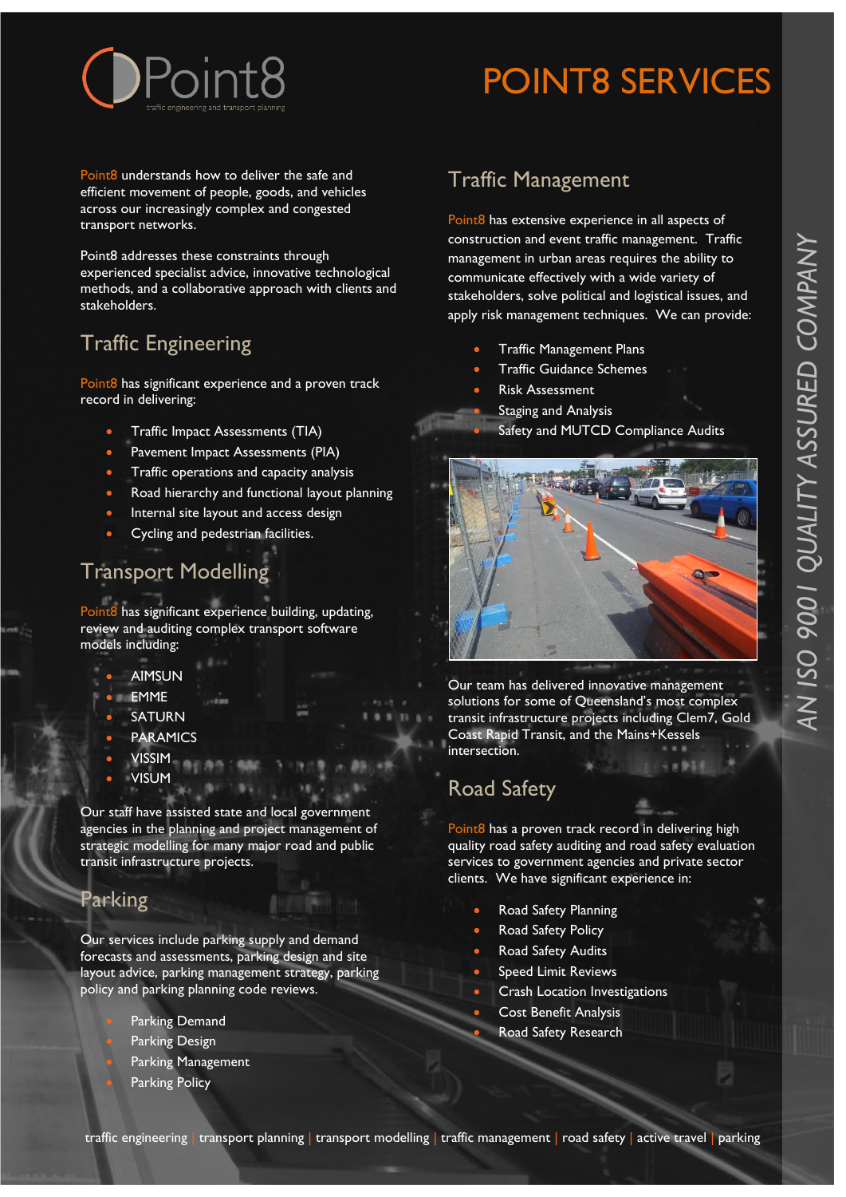# POINT8 SERVICES

Point8 understands how to deliver the safe and efficient movement of people, goods, and vehicles across our increasingly complex and congested transport networks.

Point8 addresses these constraints through experienced specialist advice, innovative technological methods, and a collaborative approach with clients and stakeholders.

## Traffic Engineering

Point8 has significant experience and a proven track record in delivering:

- Traffic Impact Assessments (TIA)
- Pavement Impact Assessments (PIA)
- Traffic operations and capacity analysis
- Road hierarchy and functional layout planning
- Internal site layout and access design
- Cycling and pedestrian facilities.

## Transport Modelling

Point8 has significant experience building, updating, review and auditing complex transport software models including:

- AIMSUN
- EMME
- SATURN
- PARAMICS
- VISSIM
- VISUM

Our staff have assisted state and local government agencies in the planning and project management of strategic modelling for many major road and public transit infrastructure projects.

## Parking

Our services include parking supply and demand forecasts and assessments, parking design and site layout advice, parking management strategy, parking policy and parking planning code reviews.

- Parking Demand
- Parking Design
- Parking Management
- Parking Policy

## Traffic Management

Point8 has extensive experience in all aspects of construction and event traffic management. Traffic management in urban areas requires the ability to communicate effectively with a wide variety of stakeholders, solve political and logistical issues, and apply risk management techniques. We can provide:

- Traffic Management Plans
- Traffic Guidance Schemes
- Risk Assessment
- Staging and Analysis
- Safety and MUTCD Compliance Audits

Our team has delivered innovative management solutions for some of Queensland's most complex transit infrastructure projects including Clem7, Gold Coast Rapid Transit, and the Mains+Kessels intersection.

## Road Safety

Point8 has a proven track record in delivering high quality road safety auditing and road safety evaluation services to government agencies and private sector clients. We have significant experience in:

- Road Safety Planning
- Road Safety Policy
- Road Safety Audits
- Speed Limit Reviews
- Crash Location Investigations
- Cost Benefit Analysis
- Road Safety Research

AN ISO 9001 QUALITY ASSURED COMPANY

traffic engineering | transport planning | transport modelling | traffic management | road safety | active travel | parking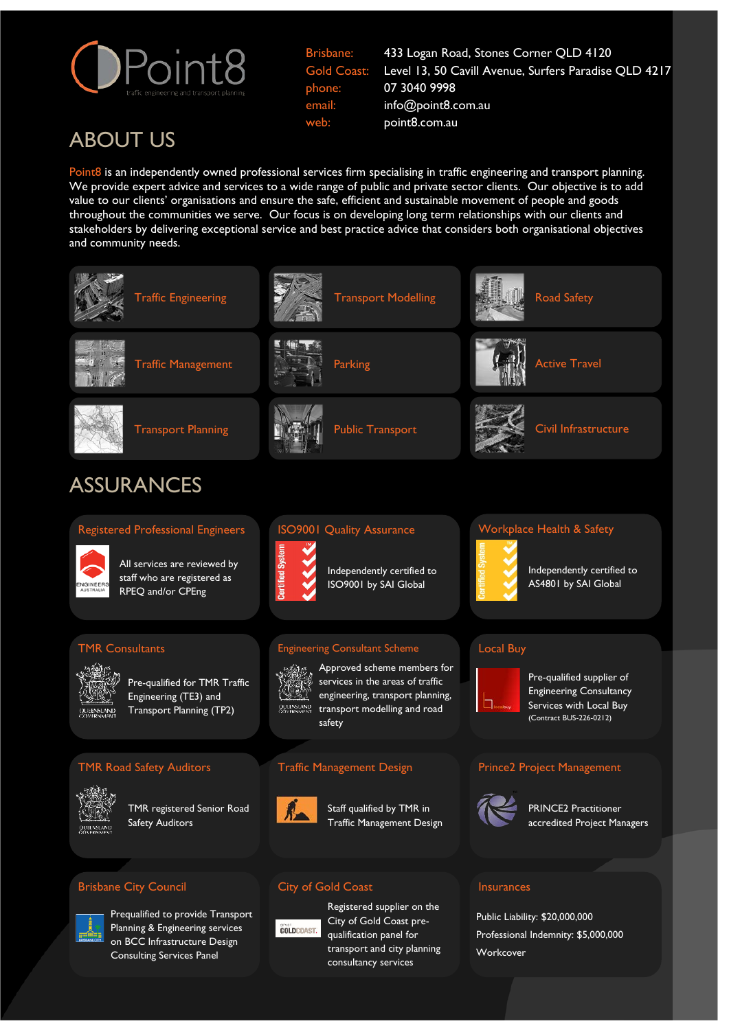Point8

traffic engineering and transport planning

Brisbane: 433 Logan Road, Stones Corner QLD 4120
Gold Coast: Level 13, 50 Cavill Avenue, Surfers Paradise QLD 4217
phone: 07 3040 9998
email: info@point8.com.au
web: point8.com.au

# ABOUT US

Point8 is an independently owned professional services firm specialising in traffic engineering and transport planning. We provide expert advice and services to a wide range of public and private sector clients. Our objective is to add value to our clients' organisations and ensure the safe, efficient and sustainable movement of people and goods throughout the communities we serve. Our focus is on developing long term relationships with our clients and stakeholders by delivering exceptional service and best practice advice that considers both organisational objectives and community needs.

- Traffic Engineering
- Transport Modelling
- Road Safety
- Traffic Management
- Parking
- Active Travel
- Transport Planning
- Public Transport
- Civil Infrastructure

# ASSURANCES

## Registered Professional Engineers

All services are reviewed by staff who are registered as RPEQ and/or CPEng

## ISO9001 Quality Assurance

Independently certified to ISO9001 by SAI Global

## Workplace Health & Safety

Independently certified to AS4801 by SAI Global

## TMR Consultants

Pre-qualified for TMR Traffic Engineering (TE3) and Transport Planning (TP2)

## Engineering Consultant Scheme

Approved scheme members for services in the areas of traffic engineering, transport planning, transport modelling and road safety

## Local Buy

Pre-qualified supplier of Engineering Consultancy Services with Local Buy (Contract BUS-226-0212)

## TMR Road Safety Auditors

TMR registered Senior Road Safety Auditors

## Traffic Management Design

Staff qualified by TMR in Traffic Management Design

## Prince2 Project Management

PRINCE2 Practitioner accredited Project Managers

## Brisbane City Council

Prequalified to provide Transport Planning & Engineering services on BCC Infrastructure Design Consulting Services Panel

## City of Gold Coast

Registered supplier on the City of Gold Coast pre-qualification panel for transport and city planning consultancy services

## Insurances

Public Liability: $20,000,000

Professional Indemnity: $5,000,000

Workcover